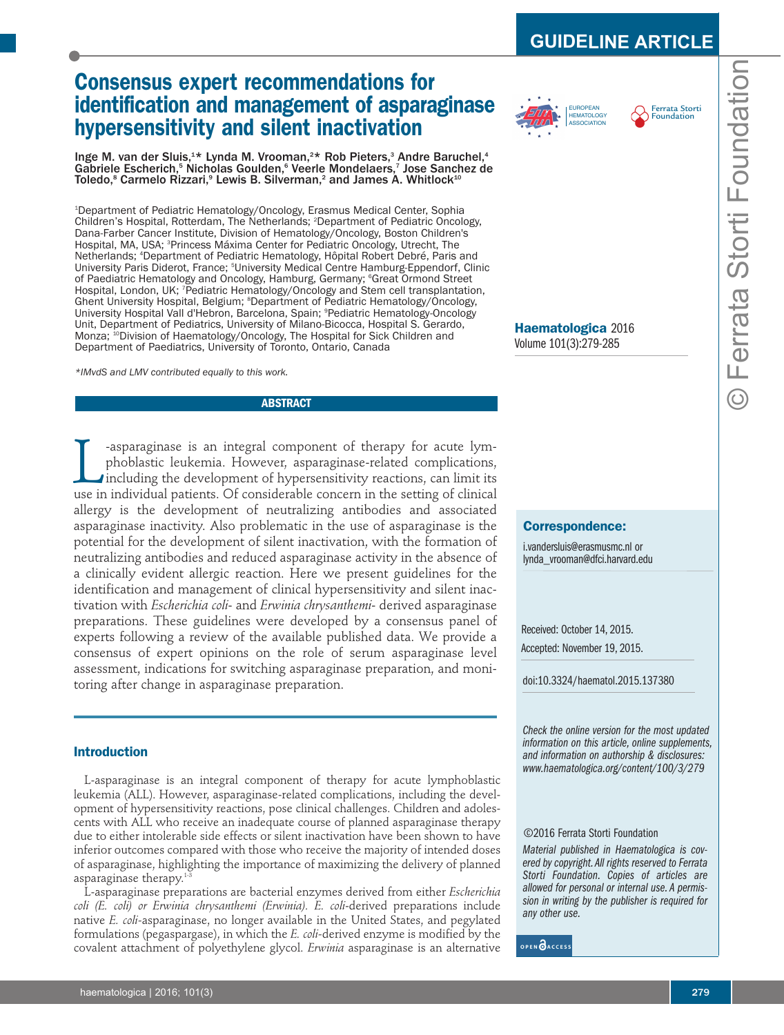GUIDELINE ARTICLE

# Consensus expert recommendations for identification and management of asparaginase hypersensitivity and silent inactivation

Inge M. van der Sluis,[1*] Lynda M. Vrooman,[2*] Rob Pieters,[3] Andre Baruchel,[4] Gabriele Escherich,[5] Nicholas Goulden,[6] Veerle Mondelaers,[7] Jose Sanchez de Toledo,[8] Carmelo Rizzari,[9] Lewis B. Silverman,[2] and James A. Whitlock[10]

[1]Department of Pediatric Hematology/Oncology, Erasmus Medical Center, Sophia Children's Hospital, Rotterdam, The Netherlands; [2]Department of Pediatric Oncology, Dana-Farber Cancer Institute, Division of Hematology/Oncology, Boston Children's Hospital, MA, USA; [3]Princess Máxima Center for Pediatric Oncology, Utrecht, The Netherlands; [4]Department of Pediatric Hematology, Hôpital Robert Debré, Paris and University Paris Diderot, France; [5]University Medical Centre Hamburg-Eppendorf, Clinic of Paediatric Hematology and Oncology, Hamburg, Germany; [6]Great Ormond Street Hospital, London, UK; [7]Pediatric Hematology/Oncology and Stem cell transplantation, Ghent University Hospital, Belgium; [8]Department of Pediatric Hematology/Oncology, University Hospital Vall d'Hebron, Barcelona, Spain; [9]Pediatric Hematology-Oncology Unit, Department of Pediatrics, University of Milano-Bicocca, Hospital S. Gerardo, Monza; [10]Division of Haematology/Oncology, The Hospital for Sick Children and Department of Paediatrics, University of Toronto, Ontario, Canada

*IMvdS and LMV contributed equally to this work.

**Haematologica** 2016
Volume 101(3):279-285

**Correspondence:**

i.vandersluis@erasmusmc.nl or lynda_vrooman@dfci.harvard.edu

Received: October 14, 2015.
Accepted: November 19, 2015.

doi:10.3324/haematol.2015.137380

*Check the online version for the most updated information on this article, online supplements, and information on authorship & disclosures: www.haematologica.org/content/100/3/279*

©2016 Ferrata Storti Foundation

*Material published in Haematologica is covered by copyright. All rights reserved to Ferrata Storti Foundation. Copies of articles are allowed for personal or internal use. A permission in writing by the publisher is required for any other use.*

## ABSTRACT

L-asparaginase is an integral component of therapy for acute lymphoblastic leukemia. However, asparaginase-related complications, including the development of hypersensitivity reactions, can limit its use in individual patients. Of considerable concern in the setting of clinical allergy is the development of neutralizing antibodies and associated asparaginase inactivity. Also problematic in the use of asparaginase is the potential for the development of silent inactivation, with the formation of neutralizing antibodies and reduced asparaginase activity in the absence of a clinically evident allergic reaction. Here we present guidelines for the identification and management of clinical hypersensitivity and silent inactivation with *Escherichia coli*- and *Erwinia chrysanthemi*- derived asparaginase preparations. These guidelines were developed by a consensus panel of experts following a review of the available published data. We provide a consensus of expert opinions on the role of serum asparaginase level assessment, indications for switching asparaginase preparation, and monitoring after change in asparaginase preparation.

## Introduction

L-asparaginase is an integral component of therapy for acute lymphoblastic leukemia (ALL). However, asparaginase-related complications, including the development of hypersensitivity reactions, pose clinical challenges. Children and adolescents with ALL who receive an inadequate course of planned asparaginase therapy due to either intolerable side effects or silent inactivation have been shown to have inferior outcomes compared with those who receive the majority of intended doses of asparaginase, highlighting the importance of maximizing the delivery of planned asparaginase therapy.[1-3]

L-asparaginase preparations are bacterial enzymes derived from either *Escherichia coli (E. coli) or Erwinia chrysanthemi (Erwinia). E. coli*-derived preparations include native *E. coli*-asparaginase, no longer available in the United States, and pegylated formulations (pegaspargase), in which the *E. coli*-derived enzyme is modified by the covalent attachment of polyethylene glycol. *Erwinia* asparaginase is an alternative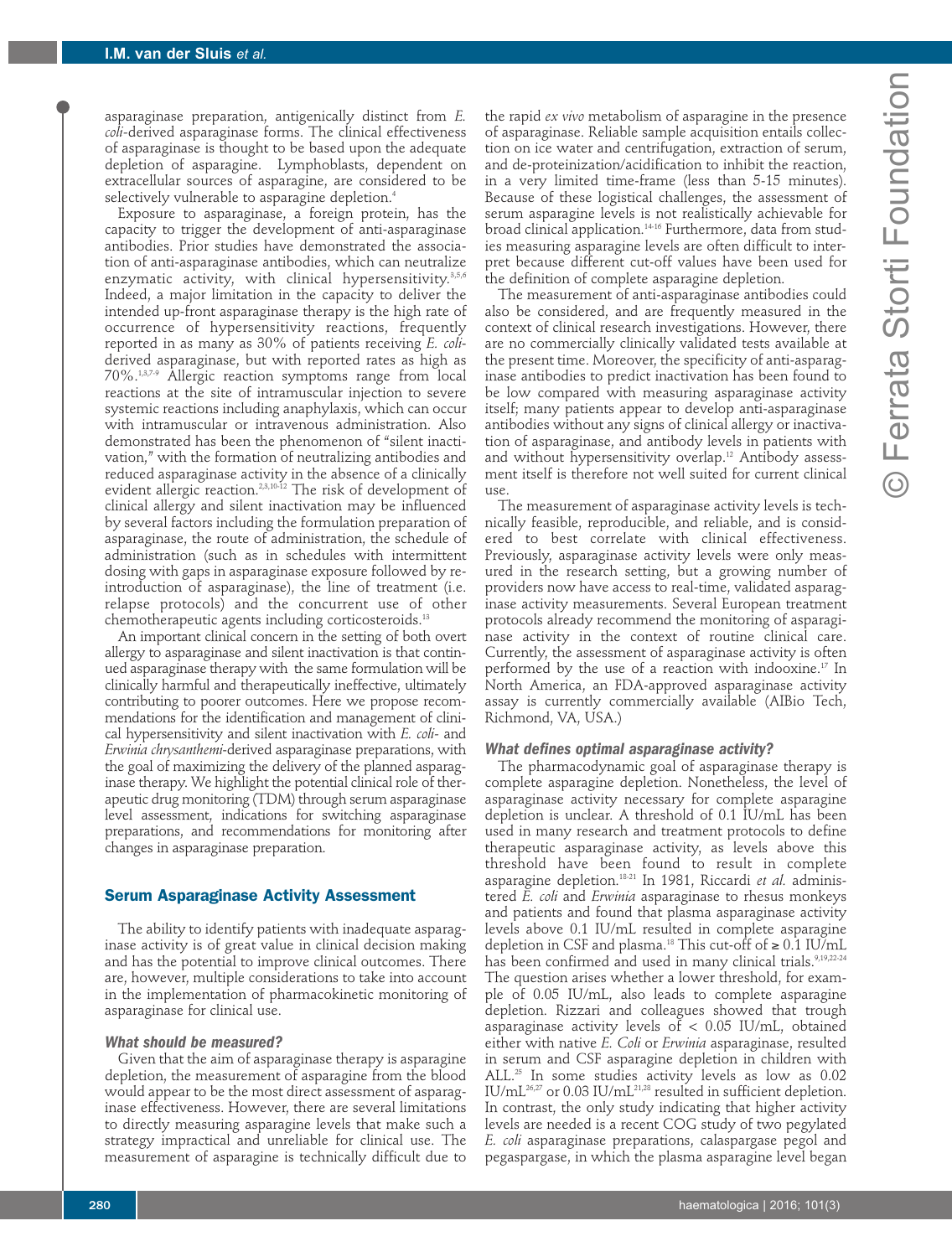asparaginase preparation, antigenically distinct from *E. coli*-derived asparaginase forms. The clinical effectiveness of asparaginase is thought to be based upon the adequate depletion of asparagine. Lymphoblasts, dependent on extracellular sources of asparagine, are considered to be selectively vulnerable to asparagine depletion.[4]

Exposure to asparaginase, a foreign protein, has the capacity to trigger the development of anti-asparaginase antibodies. Prior studies have demonstrated the association of anti-asparaginase antibodies, which can neutralize enzymatic activity, with clinical hypersensitivity.[3,5,6] Indeed, a major limitation in the capacity to deliver the intended up-front asparaginase therapy is the high rate of occurrence of hypersensitivity reactions, frequently reported in as many as 30% of patients receiving *E. coli*-derived asparaginase, but with reported rates as high as 70%.[1,3,7-9] Allergic reaction symptoms range from local reactions at the site of intramuscular injection to severe systemic reactions including anaphylaxis, which can occur with intramuscular or intravenous administration. Also demonstrated has been the phenomenon of "silent inactivation," with the formation of neutralizing antibodies and reduced asparaginase activity in the absence of a clinically evident allergic reaction.[2,3,10-12] The risk of development of clinical allergy and silent inactivation may be influenced by several factors including the formulation preparation of asparaginase, the route of administration, the schedule of administration (such as in schedules with intermittent dosing with gaps in asparaginase exposure followed by re-introduction of asparaginase), the line of treatment (i.e. relapse protocols) and the concurrent use of other chemotherapeutic agents including corticosteroids.[13]

An important clinical concern in the setting of both overt allergy to asparaginase and silent inactivation is that continued asparaginase therapy with the same formulation will be clinically harmful and therapeutically ineffective, ultimately contributing to poorer outcomes. Here we propose recommendations for the identification and management of clinical hypersensitivity and silent inactivation with *E. coli*- and *Erwinia chrysanthemi*-derived asparaginase preparations, with the goal of maximizing the delivery of the planned asparaginase therapy. We highlight the potential clinical role of therapeutic drug monitoring (TDM) through serum asparaginase level assessment, indications for switching asparaginase preparations, and recommendations for monitoring after changes in asparaginase preparation.

## Serum Asparaginase Activity Assessment

The ability to identify patients with inadequate asparaginase activity is of great value in clinical decision making and has the potential to improve clinical outcomes. There are, however, multiple considerations to take into account in the implementation of pharmacokinetic monitoring of asparaginase for clinical use.

### *What should be measured?*

Given that the aim of asparaginase therapy is asparagine depletion, the measurement of asparagine from the blood would appear to be the most direct assessment of asparaginase effectiveness. However, there are several limitations to directly measuring asparagine levels that make such a strategy impractical and unreliable for clinical use. The measurement of asparagine is technically difficult due to the rapid *ex vivo* metabolism of asparagine in the presence of asparaginase. Reliable sample acquisition entails collection on ice water and centrifugation, extraction of serum, and de-proteinization/acidification to inhibit the reaction, in a very limited time-frame (less than 5-15 minutes). Because of these logistical challenges, the assessment of serum asparagine levels is not realistically achievable for broad clinical application.[14-16] Furthermore, data from studies measuring asparagine levels are often difficult to interpret because different cut-off values have been used for the definition of complete asparagine depletion.

The measurement of anti-asparaginase antibodies could also be considered, and are frequently measured in the context of clinical research investigations. However, there are no commercially clinically validated tests available at the present time. Moreover, the specificity of anti-asparaginase antibodies to predict inactivation has been found to be low compared with measuring asparaginase activity itself; many patients appear to develop anti-asparaginase antibodies without any signs of clinical allergy or inactivation of asparaginase, and antibody levels in patients with and without hypersensitivity overlap.[12] Antibody assessment itself is therefore not well suited for current clinical use.

The measurement of asparaginase activity levels is technically feasible, reproducible, and reliable, and is considered to best correlate with clinical effectiveness. Previously, asparaginase activity levels were only measured in the research setting, but a growing number of providers now have access to real-time, validated asparaginase activity measurements. Several European treatment protocols already recommend the monitoring of asparaginase activity in the context of routine clinical care. Currently, the assessment of asparaginase activity is often performed by the use of a reaction with indooxine.[17] In North America, an FDA-approved asparaginase activity assay is currently commercially available (AIBio Tech, Richmond, VA, USA.)

### *What defines optimal asparaginase activity?*

The pharmacodynamic goal of asparaginase therapy is complete asparagine depletion. Nonetheless, the level of asparaginase activity necessary for complete asparagine depletion is unclear. A threshold of 0.1 IU/mL has been used in many research and treatment protocols to define therapeutic asparaginase activity, as levels above this threshold have been found to result in complete asparagine depletion.[18-21] In 1981, Riccardi *et al.* administered *E. coli* and *Erwinia* asparaginase to rhesus monkeys and patients and found that plasma asparaginase activity levels above 0.1 IU/mL resulted in complete asparagine depletion in CSF and plasma.[18] This cut-off of ≥ 0.1 IU/mL has been confirmed and used in many clinical trials.[9,19,22-24] The question arises whether a lower threshold, for example of 0.05 IU/mL, also leads to complete asparagine depletion. Rizzari and colleagues showed that trough asparaginase activity levels of < 0.05 IU/mL, obtained either with native *E. Coli* or *Erwinia* asparaginase, resulted in serum and CSF asparagine depletion in children with ALL.[25] In some studies activity levels as low as 0.02 IU/mL[26,27] or 0.03 IU/mL[21,28] resulted in sufficient depletion. In contrast, the only study indicating that higher activity levels are needed is a recent COG study of two pegylated *E. coli* asparaginase preparations, calaspargase pegol and pegaspargase, in which the plasma asparagine level began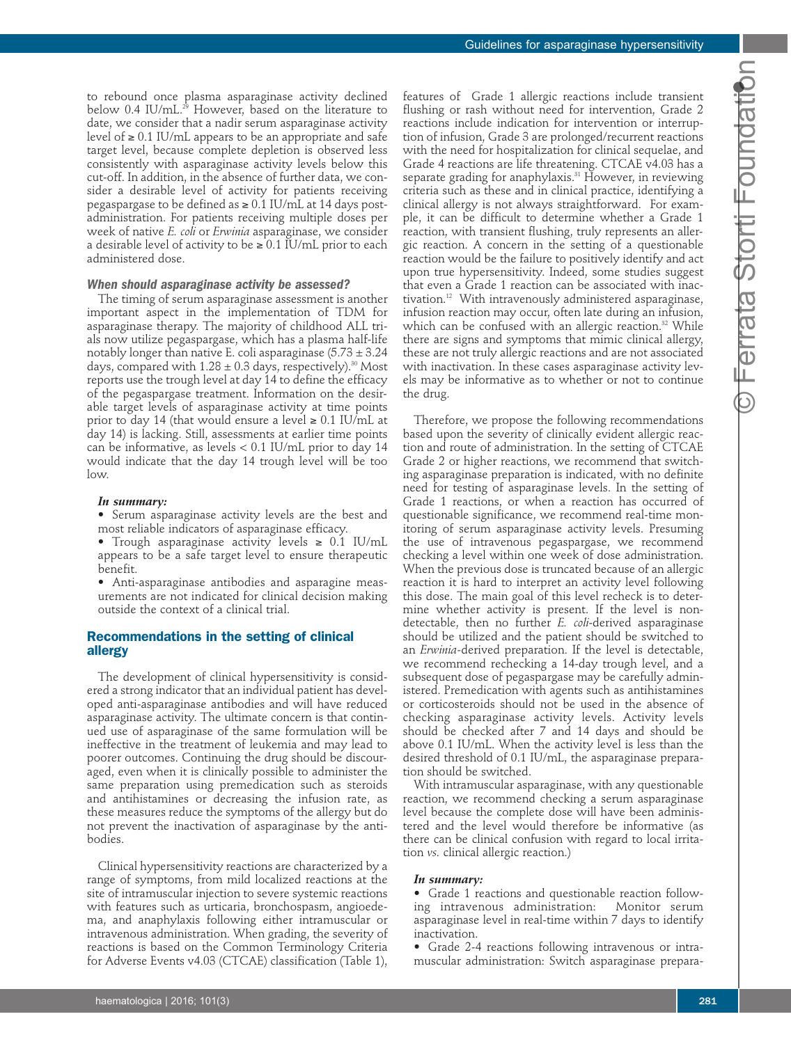to rebound once plasma asparaginase activity declined below 0.4 IU/mL.[29] However, based on the literature to date, we consider that a nadir serum asparaginase activity level of ≥ 0.1 IU/mL appears to be an appropriate and safe target level, because complete depletion is observed less consistently with asparaginase activity levels below this cut-off. In addition, in the absence of further data, we consider a desirable level of activity for patients receiving pegaspargase to be defined as ≥ 0.1 IU/mL at 14 days post-administration. For patients receiving multiple doses per week of native *E. coli* or *Erwinia* asparaginase, we consider a desirable level of activity to be ≥ 0.1 IU/mL prior to each administered dose.

### *When should asparaginase activity be assessed?*

The timing of serum asparaginase assessment is another important aspect in the implementation of TDM for asparaginase therapy. The majority of childhood ALL trials now utilize pegaspargase, which has a plasma half-life notably longer than native E. coli asparaginase (5.73 ± 3.24 days, compared with 1.28 ± 0.3 days, respectively).[30] Most reports use the trough level at day 14 to define the efficacy of the pegaspargase treatment. Information on the desirable target levels of asparaginase activity at time points prior to day 14 (that would ensure a level ≥ 0.1 IU/mL at day 14) is lacking. Still, assessments at earlier time points can be informative, as levels < 0.1 IU/mL prior to day 14 would indicate that the day 14 trough level will be too low.

***In summary:***
- Serum asparaginase activity levels are the best and most reliable indicators of asparaginase efficacy.
- Trough asparaginase activity levels ≥ 0.1 IU/mL appears to be a safe target level to ensure therapeutic benefit.
- Anti-asparaginase antibodies and asparagine measurements are not indicated for clinical decision making outside the context of a clinical trial.

## Recommendations in the setting of clinical allergy

The development of clinical hypersensitivity is considered a strong indicator that an individual patient has developed anti-asparaginase antibodies and will have reduced asparaginase activity. The ultimate concern is that continued use of asparaginase of the same formulation will be ineffective in the treatment of leukemia and may lead to poorer outcomes. Continuing the drug should be discouraged, even when it is clinically possible to administer the same preparation using premedication such as steroids and antihistamines or decreasing the infusion rate, as these measures reduce the symptoms of the allergy but do not prevent the inactivation of asparaginase by the antibodies.

Clinical hypersensitivity reactions are characterized by a range of symptoms, from mild localized reactions at the site of intramuscular injection to severe systemic reactions with features such as urticaria, bronchospasm, angioedema, and anaphylaxis following either intramuscular or intravenous administration. When grading, the severity of reactions is based on the Common Terminology Criteria for Adverse Events v4.03 (CTCAE) classification (Table 1), features of Grade 1 allergic reactions include transient flushing or rash without need for intervention, Grade 2 reactions include indication for intervention or interruption of infusion, Grade 3 are prolonged/recurrent reactions with the need for hospitalization for clinical sequelae, and Grade 4 reactions are life threatening. CTCAE v4.03 has a separate grading for anaphylaxis.[31] However, in reviewing criteria such as these and in clinical practice, identifying a clinical allergy is not always straightforward. For example, it can be difficult to determine whether a Grade 1 reaction, with transient flushing, truly represents an allergic reaction. A concern in the setting of a questionable reaction would be the failure to positively identify and act upon true hypersensitivity. Indeed, some studies suggest that even a Grade 1 reaction can be associated with inactivation.[12] With intravenously administered asparaginase, infusion reaction may occur, often late during an infusion, which can be confused with an allergic reaction.[32] While there are signs and symptoms that mimic clinical allergy, these are not truly allergic reactions and are not associated with inactivation. In these cases asparaginase activity levels may be informative as to whether or not to continue the drug.

Therefore, we propose the following recommendations based upon the severity of clinically evident allergic reaction and route of administration. In the setting of CTCAE Grade 2 or higher reactions, we recommend that switching asparaginase preparation is indicated, with no definite need for testing of asparaginase levels. In the setting of Grade 1 reactions, or when a reaction has occurred of questionable significance, we recommend real-time monitoring of serum asparaginase activity levels. Presuming the use of intravenous pegaspargase, we recommend checking a level within one week of dose administration. When the previous dose is truncated because of an allergic reaction it is hard to interpret an activity level following this dose. The main goal of this level recheck is to determine whether activity is present. If the level is non-detectable, then no further *E. coli*-derived asparaginase should be utilized and the patient should be switched to an *Erwinia*-derived preparation. If the level is detectable, we recommend rechecking a 14-day trough level, and a subsequent dose of pegaspargase may be carefully administered. Premedication with agents such as antihistamines or corticosteroids should not be used in the absence of checking asparaginase activity levels. Activity levels should be checked after 7 and 14 days and should be above 0.1 IU/mL. When the activity level is less than the desired threshold of 0.1 IU/mL, the asparaginase preparation should be switched.

With intramuscular asparaginase, with any questionable reaction, we recommend checking a serum asparaginase level because the complete dose will have been administered and the level would therefore be informative (as there can be clinical confusion with regard to local irritation *vs.* clinical allergic reaction.)

***In summary:***
- Grade 1 reactions and questionable reaction following intravenous administration: Monitor serum asparaginase level in real-time within 7 days to identify inactivation.
- Grade 2-4 reactions following intravenous or intramuscular administration: Switch asparaginase prepara-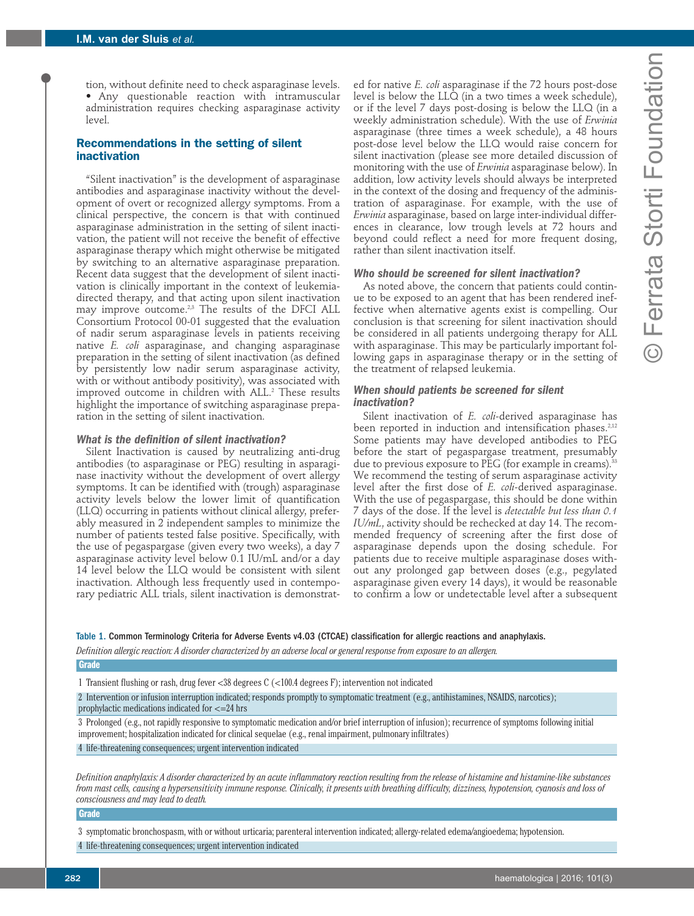tion, without definite need to check asparaginase levels.

- Any questionable reaction with intramuscular administration requires checking asparaginase activity level.

## Recommendations in the setting of silent inactivation

"Silent inactivation" is the development of asparaginase antibodies and asparaginase inactivity without the development of overt or recognized allergy symptoms. From a clinical perspective, the concern is that with continued asparaginase administration in the setting of silent inactivation, the patient will not receive the benefit of effective asparaginase therapy which might otherwise be mitigated by switching to an alternative asparaginase preparation. Recent data suggest that the development of silent inactivation is clinically important in the context of leukemia-directed therapy, and that acting upon silent inactivation may improve outcome.[2,3] The results of the DFCI ALL Consortium Protocol 00-01 suggested that the evaluation of nadir serum asparaginase levels in patients receiving native *E. coli* asparaginase, and changing asparaginase preparation in the setting of silent inactivation (as defined by persistently low nadir serum asparaginase activity, with or without antibody positivity), was associated with improved outcome in children with ALL.[2] These results highlight the importance of switching asparaginase preparation in the setting of silent inactivation.

### What is the definition of silent inactivation?

Silent Inactivation is caused by neutralizing anti-drug antibodies (to asparaginase or PEG) resulting in asparaginase inactivity without the development of overt allergy symptoms. It can be identified with (trough) asparaginase activity levels below the lower limit of quantification (LLQ) occurring in patients without clinical allergy, preferably measured in 2 independent samples to minimize the number of patients tested false positive. Specifically, with the use of pegaspargase (given every two weeks), a day 7 asparaginase activity level below 0.1 IU/mL and/or a day 14 level below the LLQ would be consistent with silent inactivation. Although less frequently used in contemporary pediatric ALL trials, silent inactivation is demonstrated for native *E. coli* asparaginase if the 72 hours post-dose level is below the LLQ (in a two times a week schedule), or if the level 7 days post-dosing is below the LLQ (in a weekly administration schedule). With the use of *Erwinia* asparaginase (three times a week schedule), a 48 hours post-dose level below the LLQ would raise concern for silent inactivation (please see more detailed discussion of monitoring with the use of *Erwinia* asparaginase below). In addition, low activity levels should always be interpreted in the context of the dosing and frequency of the administration of asparaginase. For example, with the use of *Erwinia* asparaginase, based on large inter-individual differences in clearance, low trough levels at 72 hours and beyond could reflect a need for more frequent dosing, rather than silent inactivation itself.

### Who should be screened for silent inactivation?

As noted above, the concern that patients could continue to be exposed to an agent that has been rendered ineffective when alternative agents exist is compelling. Our conclusion is that screening for silent inactivation should be considered in all patients undergoing therapy for ALL with asparaginase. This may be particularly important following gaps in asparaginase therapy or in the setting of the treatment of relapsed leukemia.

### When should patients be screened for silent inactivation?

Silent inactivation of *E. coli*-derived asparaginase has been reported in induction and intensification phases.[2,12] Some patients may have developed antibodies to PEG before the start of pegaspargase treatment, presumably due to previous exposure to PEG (for example in creams).[33] We recommend the testing of serum asparaginase activity level after the first dose of *E. coli*-derived asparaginase. With the use of pegaspargase, this should be done within 7 days of the dose. If the level is *detectable but less than 0.1 IU/mL*, activity should be rechecked at day 14. The recommended frequency of screening after the first dose of asparaginase depends upon the dosing schedule. For patients due to receive multiple asparaginase doses without any prolonged gap between doses (e.g., pegylated asparaginase given every 14 days), it would be reasonable to confirm a low or undetectable level after a subsequent

Table 1. Common Terminology Criteria for Adverse Events v4.03 (CTCAE) classification for allergic reactions and anaphylaxis.

*Definition allergic reaction: A disorder characterized by an adverse local or general response from exposure to an allergen.*

| Grade | |
|---|---|
| 1 | Transient flushing or rash, drug fever <38 degrees C (<100.4 degrees F); intervention not indicated |
| 2 | Intervention or infusion interruption indicated; responds promptly to symptomatic treatment (e.g., antihistamines, NSAIDS, narcotics); prophylactic medications indicated for <=24 hrs |
| 3 | Prolonged (e.g., not rapidly responsive to symptomatic medication and/or brief interruption of infusion); recurrence of symptoms following initial improvement; hospitalization indicated for clinical sequelae (e.g., renal impairment, pulmonary infiltrates) |
| 4 | life-threatening consequences; urgent intervention indicated |

*Definition anaphylaxis: A disorder characterized by an acute inflammatory reaction resulting from the release of histamine and histamine-like substances from mast cells, causing a hypersensitivity immune response. Clinically, it presents with breathing difficulty, dizziness, hypotension, cyanosis and loss of consciousness and may lead to death.*

| Grade | |
|---|---|
| 3 | symptomatic bronchospasm, with or without urticaria; parenteral intervention indicated; allergy-related edema/angioedema; hypotension. |
| 4 | life-threatening consequences; urgent intervention indicated |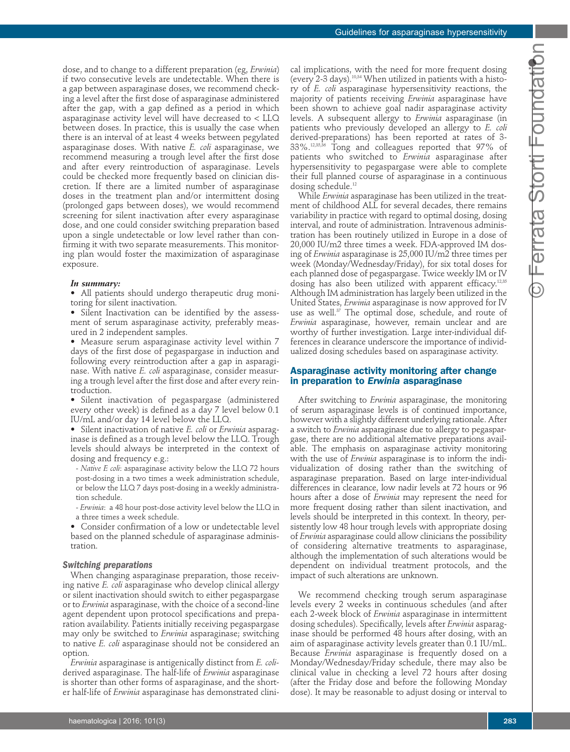dose, and to change to a different preparation (eg, *Erwinia*) if two consecutive levels are undetectable. When there is a gap between asparaginase doses, we recommend checking a level after the first dose of asparaginase administered after the gap, with a gap defined as a period in which asparaginase activity level will have decreased to < LLQ between doses. In practice, this is usually the case when there is an interval of at least 4 weeks between pegylated asparaginase doses. With native *E. coli* asparaginase, we recommend measuring a trough level after the first dose and after every reintroduction of asparaginase. Levels could be checked more frequently based on clinician discretion. If there are a limited number of asparaginase doses in the treatment plan and/or intermittent dosing (prolonged gaps between doses), we would recommend screening for silent inactivation after every asparaginase dose, and one could consider switching preparation based upon a single undetectable or low level rather than confirming it with two separate measurements. This monitoring plan would foster the maximization of asparaginase exposure.

***In summary:***

- All patients should undergo therapeutic drug monitoring for silent inactivation.
- Silent Inactivation can be identified by the assessment of serum asparaginase activity, preferably measured in 2 independent samples.
- Measure serum asparaginase activity level within 7 days of the first dose of pegaspargase in induction and following every reintroduction after a gap in asparaginase. With native *E. coli* asparaginase, consider measuring a trough level after the first dose and after every reintroduction.
- Silent inactivation of pegaspargase (administered every other week) is defined as a day 7 level below 0.1 IU/mL and/or day 14 level below the LLQ.
- Silent inactivation of native *E. coli* or *Erwinia* asparaginase is defined as a trough level below the LLQ. Trough levels should always be interpreted in the context of dosing and frequency e.g.:
  - *Native E coli*: asparaginase activity below the LLQ 72 hours post-dosing in a two times a week administration schedule, or below the LLQ 7 days post-dosing in a weekly administration schedule.
  - *Erwinia*: a 48 hour post-dose activity level below the LLQ in a three times a week schedule.
- Consider confirmation of a low or undetectable level based on the planned schedule of asparaginase administration.

### Switching preparations

When changing asparaginase preparation, those receiving native *E. coli* asparaginase who develop clinical allergy or silent inactivation should switch to either pegaspargase or to *Erwinia* asparaginase, with the choice of a second-line agent dependent upon protocol specifications and preparation availability. Patients initially receiving pegaspargase may only be switched to *Erwinia* asparaginase; switching to native *E. coli* asparaginase should not be considered an option.

*Erwinia* asparaginase is antigenically distinct from *E. coli*-derived asparaginase. The half-life of *Erwinia* asparaginase is shorter than other forms of asparaginase, and the shorter half-life of *Erwinia* asparaginase has demonstrated clinical implications, with the need for more frequent dosing (every 2-3 days).[10,34] When utilized in patients with a history of *E. coli* asparaginase hypersensitivity reactions, the majority of patients receiving *Erwinia* asparaginase have been shown to achieve goal nadir asparaginase activity levels. A subsequent allergy to *Erwinia* asparaginase (in patients who previously developed an allergy to *E. coli* derived-preparations) has been reported at rates of 3-33%.[12,35,36] Tong and colleagues reported that 97% of patients who switched to *Erwinia* asparaginase after hypersensitivity to pegaspargase were able to complete their full planned course of asparaginase in a continuous dosing schedule.[12]

While *Erwinia* asparaginase has been utilized in the treatment of childhood ALL for several decades, there remains variability in practice with regard to optimal dosing, dosing interval, and route of administration. Intravenous administration has been routinely utilized in Europe in a dose of 20,000 IU/m2 three times a week. FDA-approved IM dosing of *Erwinia* asparaginase is 25,000 IU/m2 three times per week (Monday/Wednesday/Friday), for six total doses for each planned dose of pegaspargase. Twice weekly IM or IV dosing has also been utilized with apparent efficacy.[12,35] Although IM administration has largely been utilized in the United States, *Erwinia* asparaginase is now approved for IV use as well.[37] The optimal dose, schedule, and route of *Erwinia* asparaginase, however, remain unclear and are worthy of further investigation. Large inter-individual differences in clearance underscore the importance of individualized dosing schedules based on asparaginase activity.

## Asparaginase activity monitoring after change in preparation to *Erwinia* asparaginase

After switching to *Erwinia* asparaginase, the monitoring of serum asparaginase levels is of continued importance, however with a slightly different underlying rationale. After a switch to *Erwinia* asparaginase due to allergy to pegaspargase, there are no additional alternative preparations available. The emphasis on asparaginase activity monitoring with the use of *Erwinia* asparaginase is to inform the individualization of dosing rather than the switching of asparaginase preparation. Based on large inter-individual differences in clearance, low nadir levels at 72 hours or 96 hours after a dose of *Erwinia* may represent the need for more frequent dosing rather than silent inactivation, and levels should be interpreted in this context. In theory, persistently low 48 hour trough levels with appropriate dosing of *Erwinia* asparaginase could allow clinicians the possibility of considering alternative treatments to asparaginase, although the implementation of such alterations would be dependent on individual treatment protocols, and the impact of such alterations are unknown.

We recommend checking trough serum asparaginase levels every 2 weeks in continuous schedules (and after each 2-week block of *Erwinia* asparaginase in intermittent dosing schedules). Specifically, levels after *Erwinia* asparaginase should be performed 48 hours after dosing, with an aim of asparaginase activity levels greater than 0.1 IU/mL. Because *Erwinia* asparaginase is frequently dosed on a Monday/Wednesday/Friday schedule, there may also be clinical value in checking a level 72 hours after dosing (after the Friday dose and before the following Monday dose). It may be reasonable to adjust dosing or interval to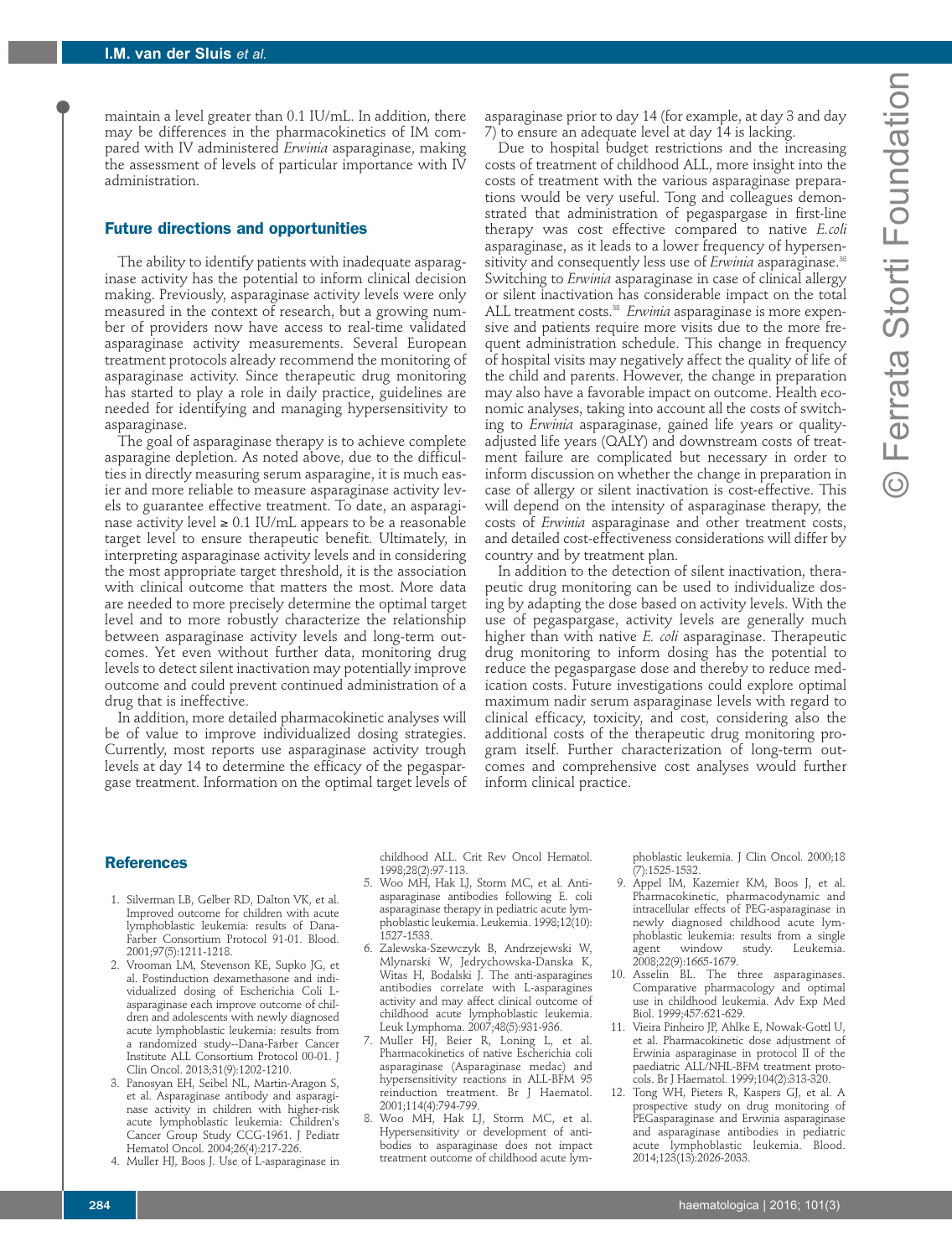maintain a level greater than 0.1 IU/mL. In addition, there may be differences in the pharmacokinetics of IM compared with IV administered *Erwinia* asparaginase, making the assessment of levels of particular importance with IV administration.

## Future directions and opportunities

The ability to identify patients with inadequate asparaginase activity has the potential to inform clinical decision making. Previously, asparaginase activity levels were only measured in the context of research, but a growing number of providers now have access to real-time validated asparaginase activity measurements. Several European treatment protocols already recommend the monitoring of asparaginase activity. Since therapeutic drug monitoring has started to play a role in daily practice, guidelines are needed for identifying and managing hypersensitivity to asparaginase.

The goal of asparaginase therapy is to achieve complete asparagine depletion. As noted above, due to the difficulties in directly measuring serum asparagine, it is much easier and more reliable to measure asparaginase activity levels to guarantee effective treatment. To date, an asparaginase activity level ≥ 0.1 IU/mL appears to be a reasonable target level to ensure therapeutic benefit. Ultimately, in interpreting asparaginase activity levels and in considering the most appropriate target threshold, it is the association with clinical outcome that matters the most. More data are needed to more precisely determine the optimal target level and to more robustly characterize the relationship between asparaginase activity levels and long-term outcomes. Yet even without further data, monitoring drug levels to detect silent inactivation may potentially improve outcome and could prevent continued administration of a drug that is ineffective.

In addition, more detailed pharmacokinetic analyses will be of value to improve individualized dosing strategies. Currently, most reports use asparaginase activity trough levels at day 14 to determine the efficacy of the pegaspargase treatment. Information on the optimal target levels of asparaginase prior to day 14 (for example, at day 3 and day 7) to ensure an adequate level at day 14 is lacking.

Due to hospital budget restrictions and the increasing costs of treatment of childhood ALL, more insight into the costs of treatment with the various asparaginase preparations would be very useful. Tong and colleagues demonstrated that administration of pegaspargase in first-line therapy was cost effective compared to native *E.coli* asparaginase, as it leads to a lower frequency of hypersensitivity and consequently less use of *Erwinia* asparaginase.[38] Switching to *Erwinia* asparaginase in case of clinical allergy or silent inactivation has considerable impact on the total ALL treatment costs.[38] *Erwinia* asparaginase is more expensive and patients require more visits due to the more frequent administration schedule. This change in frequency of hospital visits may negatively affect the quality of life of the child and parents. However, the change in preparation may also have a favorable impact on outcome. Health economic analyses, taking into account all the costs of switching to *Erwinia* asparaginase, gained life years or quality-adjusted life years (QALY) and downstream costs of treatment failure are complicated but necessary in order to inform discussion on whether the change in preparation in case of allergy or silent inactivation is cost-effective. This will depend on the intensity of asparaginase therapy, the costs of *Erwinia* asparaginase and other treatment costs, and detailed cost-effectiveness considerations will differ by country and by treatment plan.

In addition to the detection of silent inactivation, therapeutic drug monitoring can be used to individualize dosing by adapting the dose based on activity levels. With the use of pegaspargase, activity levels are generally much higher than with native *E. coli* asparaginase. Therapeutic drug monitoring to inform dosing has the potential to reduce the pegaspargase dose and thereby to reduce medication costs. Future investigations could explore optimal maximum nadir serum asparaginase levels with regard to clinical efficacy, toxicity, and cost, considering also the additional costs of the therapeutic drug monitoring program itself. Further characterization of long-term outcomes and comprehensive cost analyses would further inform clinical practice.

## References

1. Silverman LB, Gelber RD, Dalton VK, et al. Improved outcome for children with acute lymphoblastic leukemia: results of Dana-Farber Consortium Protocol 91-01. Blood. 2001;97(5):1211-1218.
2. Vrooman LM, Stevenson KE, Supko JG, et al. Postinduction dexamethasone and individualized dosing of Escherichia Coli L-asparaginase each improve outcome of children and adolescents with newly diagnosed acute lymphoblastic leukemia: results from a randomized study--Dana-Farber Cancer Institute ALL Consortium Protocol 00-01. J Clin Oncol. 2013;31(9):1202-1210.
3. Panosyan EH, Seibel NL, Martin-Aragon S, et al. Asparaginase antibody and asparaginase activity in children with higher-risk acute lymphoblastic leukemia: Children's Cancer Group Study CCG-1961. J Pediatr Hematol Oncol. 2004;26(4):217-226.
4. Muller HJ, Boos J. Use of L-asparaginase in childhood ALL. Crit Rev Oncol Hematol. 1998;28(2):97-113.
5. Woo MH, Hak LJ, Storm MC, et al. Anti-asparaginase antibodies following E. coli asparaginase therapy in pediatric acute lymphoblastic leukemia. Leukemia. 1998;12(10):1527-1533.
6. Zalewska-Szewczyk B, Andrzejewski W, Mlynarski W, Jedrychowska-Danska K, Witas H, Bodalski J. The anti-asparagines antibodies correlate with L-asparagines activity and may affect clinical outcome of childhood acute lymphoblastic leukemia. Leuk Lymphoma. 2007;48(5):931-936.
7. Muller HJ, Beier R, Loning L, et al. Pharmacokinetics of native Escherichia coli asparaginase (Asparaginase medac) and hypersensitivity reactions in ALL-BFM 95 reinduction treatment. Br J Haematol. 2001;114(4):794-799.
8. Woo MH, Hak LJ, Storm MC, et al. Hypersensitivity or development of antibodies to asparaginase does not impact treatment outcome of childhood acute lymphoblastic leukemia. J Clin Oncol. 2000;18(7):1525-1532.
9. Appel IM, Kazemier KM, Boos J, et al. Pharmacokinetic, pharmacodynamic and intracellular effects of PEG-asparaginase in newly diagnosed childhood acute lymphoblastic leukemia: results from a single agent window study. Leukemia. 2008;22(9):1665-1679.
10. Asselin BL. The three asparaginases. Comparative pharmacology and optimal use in childhood leukemia. Adv Exp Med Biol. 1999;457:621-629.
11. Vieira Pinheiro JP, Ahlke E, Nowak-Gottl U, et al. Pharmacokinetic dose adjustment of Erwinia asparaginase in protocol II of the paediatric ALL/NHL-BFM treatment protocols. Br J Haematol. 1999;104(2):313-320.
12. Tong WH, Pieters R, Kaspers GJ, et al. A prospective study on drug monitoring of PEGasparaginase and Erwinia asparaginase and asparaginase antibodies in pediatric acute lymphoblastic leukemia. Blood. 2014;123(13):2026-2033.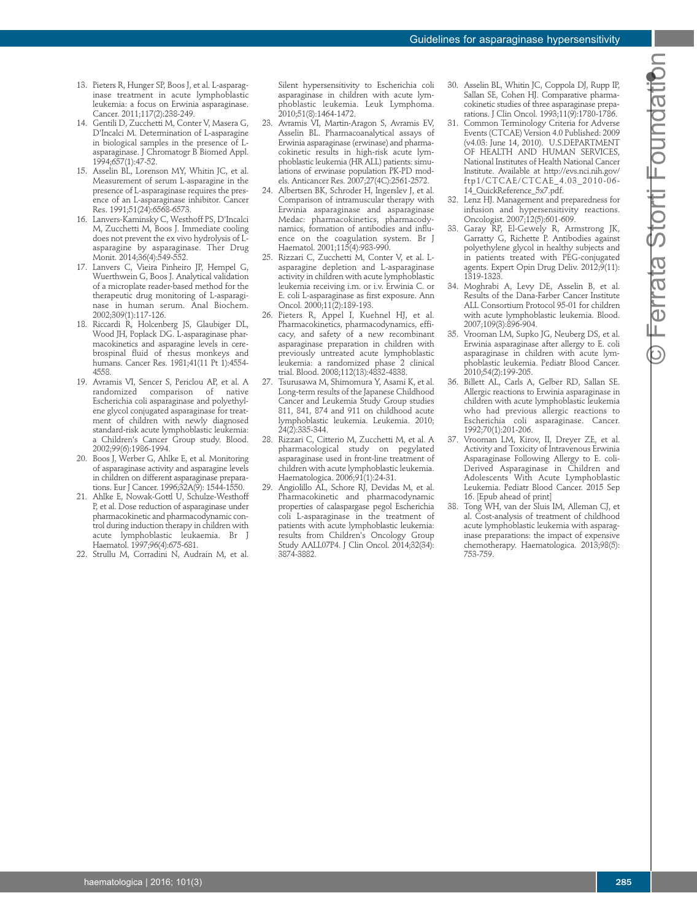13. Pieters R, Hunger SP, Boos J, et al. L-asparaginase treatment in acute lymphoblastic leukemia: a focus on Erwinia asparaginase. Cancer. 2011;117(2):238-249.
14. Gentili D, Zucchetti M, Conter V, Masera G, D'Incalci M. Determination of L-asparagine in biological samples in the presence of L-asparaginase. J Chromatogr B Biomed Appl. 1994;657(1):47-52.
15. Asselin BL, Lorenson MY, Whitin JC, et al. Measurement of serum L-asparagine in the presence of L-asparaginase requires the presence of an L-asparaginase inhibitor. Cancer Res. 1991;51(24):6568-6573.
16. Lanvers-Kaminsky C, Westhoff PS, D'Incalci M, Zucchetti M, Boos J. Immediate cooling does not prevent the ex vivo hydrolysis of L-asparagine by asparaginase. Ther Drug Monit. 2014;36(4):549-552.
17. Lanvers C, Vieira Pinheiro JP, Hempel G, Wuerthwein G, Boos J. Analytical validation of a microplate reader-based method for the therapeutic drug monitoring of L-asparaginase in human serum. Anal Biochem. 2002;309(1):117-126.
18. Riccardi R, Holcenberg JS, Glaubiger DL, Wood JH, Poplack DG. L-asparaginase pharmacokinetics and asparagine levels in cerebrospinal fluid of rhesus monkeys and humans. Cancer Res. 1981;41(11 Pt 1):4554-4558.
19. Avramis VI, Sencer S, Periclou AP, et al. A randomized comparison of native Escherichia coli asparaginase and polyethylene glycol conjugated asparaginase for treatment of children with newly diagnosed standard-risk acute lymphoblastic leukemia: a Children's Cancer Group study. Blood. 2002;99(6):1986-1994.
20. Boos J, Werber G, Ahlke E, et al. Monitoring of asparaginase activity and asparagine levels in children on different asparaginase preparations. Eur J Cancer. 1996;32A(9): 1544-1550.
21. Ahlke E, Nowak-Gottl U, Schulze-Westhoff P, et al. Dose reduction of asparaginase under pharmacokinetic and pharmacodynamic control during induction therapy in children with acute lymphoblastic leukaemia. Br J Haematol. 1997;96(4):675-681.
22. Strullu M, Corradini N, Audrain M, et al. Silent hypersensitivity to Escherichia coli asparaginase in children with acute lymphoblastic leukemia. Leuk Lymphoma. 2010;51(8):1464-1472.
23. Avramis VI, Martin-Aragon S, Avramis EV, Asselin BL. Pharmacoanalytical assays of Erwinia asparaginase (erwinase) and pharmacokinetic results in high-risk acute lymphoblastic leukemia (HR ALL) patients: simulations of erwinase population PK-PD models. Anticancer Res. 2007;27(4C):2561-2572.
24. Albertsen BK, Schroder H, Ingerslev J, et al. Comparison of intramuscular therapy with Erwinia asparaginase and asparaginase Medac: pharmacokinetics, pharmacodynamics, formation of antibodies and influence on the coagulation system. Br J Haematol. 2001;115(4):983-990.
25. Rizzari C, Zucchetti M, Conter V, et al. L-asparagine depletion and L-asparaginase activity in children with acute lymphoblastic leukemia receiving i.m. or i.v. Erwinia C. or E. coli L-asparaginase as first exposure. Ann Oncol. 2000;11(2):189-193.
26. Pieters R, Appel I, Kuehnel HJ, et al. Pharmacokinetics, pharmacodynamics, efficacy, and safety of a new recombinant asparaginase preparation in children with previously untreated acute lymphoblastic leukemia: a randomized phase 2 clinical trial. Blood. 2008;112(13):4832-4838.
27. Tsurusawa M, Shimomura Y, Asami K, et al. Long-term results of the Japanese Childhood Cancer and Leukemia Study Group studies 811, 841, 874 and 911 on childhood acute lymphoblastic leukemia. Leukemia. 2010; 24(2):335-344.
28. Rizzari C, Citterio M, Zucchetti M, et al. A pharmacological study on pegylated asparaginase used in front-line treatment of children with acute lymphoblastic leukemia. Haematologica. 2006;91(1):24-31.
29. Angiolillo AL, Schore RJ, Devidas M, et al. Pharmacokinetic and pharmacodynamic properties of calaspargase pegol Escherichia coli L-asparaginase in the treatment of patients with acute lymphoblastic leukemia: results from Children's Oncology Group Study AALL07P4. J Clin Oncol. 2014;32(34): 3874-3882.
30. Asselin BL, Whitin JC, Coppola DJ, Rupp IP, Sallan SE, Cohen HJ. Comparative pharmacokinetic studies of three asparaginase preparations. J Clin Oncol. 1993;11(9):1780-1786.
31. Common Terminology Criteria for Adverse Events (CTCAE) Version 4.0 Published: 2009 (v4.03: June 14, 2010). U.S.DEPARTMENT OF HEALTH AND HUMAN SERVICES, National Institutes of Health National Cancer Institute. Available at http://evs.nci.nih.gov/ftp1/CTCAE/CTCAE_4.03_2010-06-14_QuickReference_5x7.pdf.
32. Lenz HJ. Management and preparedness for infusion and hypersensitivity reactions. Oncologist. 2007;12(5):601-609.
33. Garay RP, El-Gewely R, Armstrong JK, Garratty G, Richette P. Antibodies against polyethylene glycol in healthy subjects and in patients treated with PEG-conjugated agents. Expert Opin Drug Deliv. 2012;9(11): 1319-1323.
34. Moghrabi A, Levy DE, Asselin B, et al. Results of the Dana-Farber Cancer Institute ALL Consortium Protocol 95-01 for children with acute lymphoblastic leukemia. Blood. 2007;109(3):896-904.
35. Vrooman LM, Supko JG, Neuberg DS, et al. Erwinia asparaginase after allergy to E. coli asparaginase in children with acute lymphoblastic leukemia. Pediatr Blood Cancer. 2010;54(2):199-205.
36. Billett AL, Carls A, Gelber RD, Sallan SE. Allergic reactions to Erwinia asparaginase in children with acute lymphoblastic leukemia who had previous allergic reactions to Escherichia coli asparaginase. Cancer. 1992;70(1):201-206.
37. Vrooman LM, Kirov, II, Dreyer ZE, et al. Activity and Toxicity of Intravenous Erwinia Asparaginase Following Allergy to E. coli-Derived Asparaginase in Children and Adolescents With Acute Lymphoblastic Leukemia. Pediatr Blood Cancer. 2015 Sep 16. [Epub ahead of print]
38. Tong WH, van der Sluis IM, Alleman CJ, et al. Cost-analysis of treatment of childhood acute lymphoblastic leukemia with asparaginase preparations: the impact of expensive chemotherapy. Haematologica. 2013;98(5): 753-759.